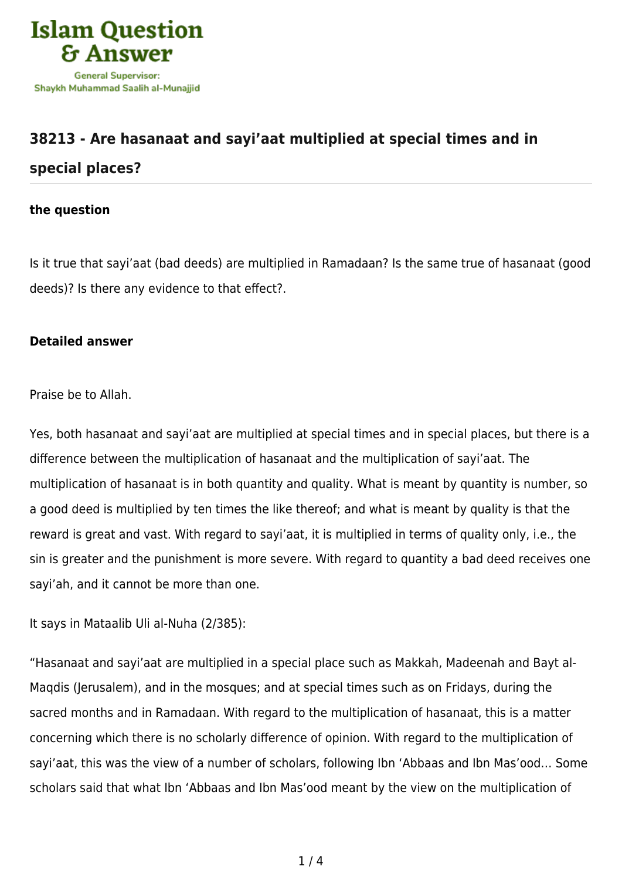# 38213 - Are hasanaat and sayi'aat multiplied at special times and in special places?

### the question

Is it true that sayi'aat (bad deeds) are multiplied in Ramadaan? Is the same true of hasanaat (good deeds)? Is there any evidence to that effect?.

### Detailed answer

Praise be to Allah.

Yes, both hasanaat and sayi'aat are multiplied at special times and in special places, but there is a difference between the multiplication of hasanaat and the multiplication of sayi'aat. The multiplication of hasanaat is in both quantity and quality. What is meant by quantity is number, so a good deed is multiplied by ten times the like thereof; and what is meant by quality is that the reward is great and vast. With regard to sayi'aat, it is multiplied in terms of quality only, i.e., the sin is greater and the punishment is more severe. With regard to quantity a bad deed receives one sayi'ah, and it cannot be more than one.

It says in Mataalib Uli al-Nuha (2/385):

"Hasanaat and sayi'aat are multiplied in a special place such as Makkah, Madeenah and Bayt al-Maqdis (Jerusalem), and in the mosques; and at special times such as on Fridays, during the sacred months and in Ramadaan. With regard to the multiplication of hasanaat, this is a matter concerning which there is no scholarly difference of opinion. With regard to the multiplication of sayi'aat, this was the view of a number of scholars, following Ibn 'Abbaas and Ibn Mas'ood… Some scholars said that what Ibn 'Abbaas and Ibn Mas'ood meant by the view on the multiplication of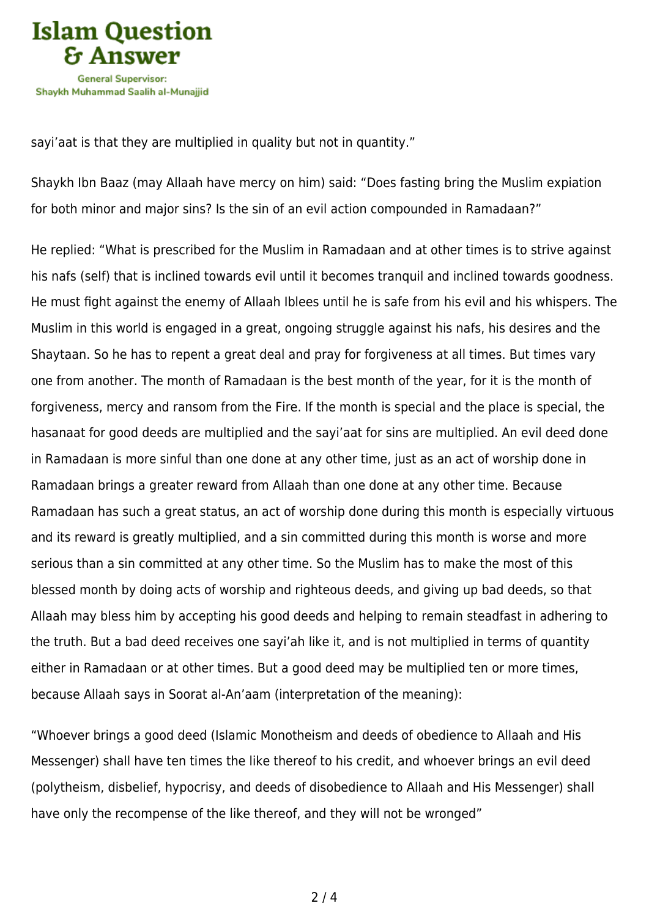sayi'aat is that they are multiplied in quality but not in quantity."

Shaykh Ibn Baaz (may Allaah have mercy on him) said: "Does fasting bring the Muslim expiation for both minor and major sins? Is the sin of an evil action compounded in Ramadaan?"

He replied: "What is prescribed for the Muslim in Ramadaan and at other times is to strive against his nafs (self) that is inclined towards evil until it becomes tranquil and inclined towards goodness. He must fight against the enemy of Allaah Iblees until he is safe from his evil and his whispers. The Muslim in this world is engaged in a great, ongoing struggle against his nafs, his desires and the Shaytaan. So he has to repent a great deal and pray for forgiveness at all times. But times vary one from another. The month of Ramadaan is the best month of the year, for it is the month of forgiveness, mercy and ransom from the Fire. If the month is special and the place is special, the hasanaat for good deeds are multiplied and the sayi'aat for sins are multiplied. An evil deed done in Ramadaan is more sinful than one done at any other time, just as an act of worship done in Ramadaan brings a greater reward from Allaah than one done at any other time. Because Ramadaan has such a great status, an act of worship done during this month is especially virtuous and its reward is greatly multiplied, and a sin committed during this month is worse and more serious than a sin committed at any other time. So the Muslim has to make the most of this blessed month by doing acts of worship and righteous deeds, and giving up bad deeds, so that Allaah may bless him by accepting his good deeds and helping to remain steadfast in adhering to the truth. But a bad deed receives one sayi'ah like it, and is not multiplied in terms of quantity either in Ramadaan or at other times. But a good deed may be multiplied ten or more times, because Allaah says in Soorat al-An'aam (interpretation of the meaning):

"Whoever brings a good deed (Islamic Monotheism and deeds of obedience to Allaah and His Messenger) shall have ten times the like thereof to his credit, and whoever brings an evil deed (polytheism, disbelief, hypocrisy, and deeds of disobedience to Allaah and His Messenger) shall have only the recompense of the like thereof, and they will not be wronged"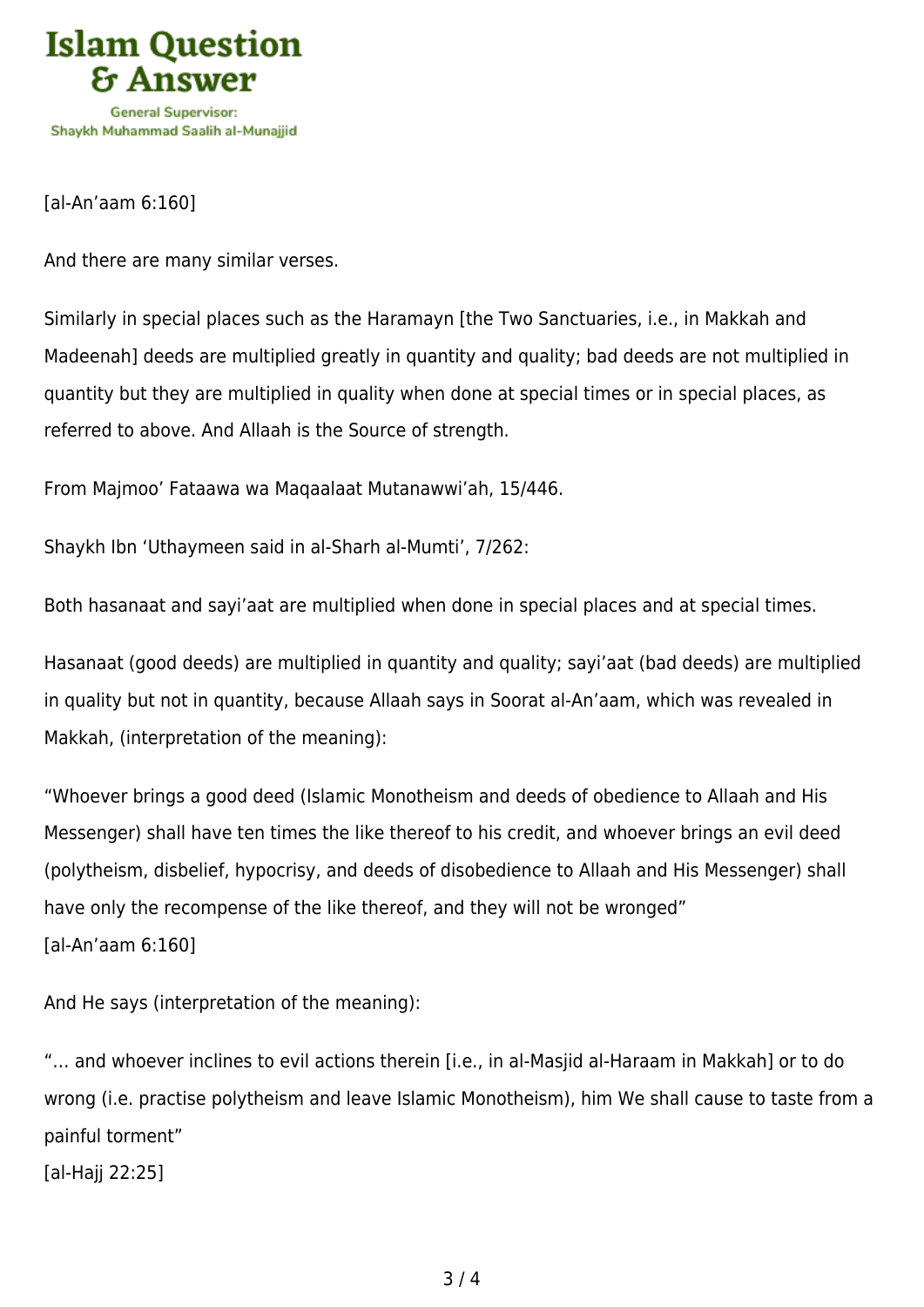[al-An'aam 6:160]

And there are many similar verses.

Similarly in special places such as the Haramayn [the Two Sanctuaries, i.e., in Makkah and Madeenah] deeds are multiplied greatly in quantity and quality; bad deeds are not multiplied in quantity but they are multiplied in quality when done at special times or in special places, as referred to above. And Allaah is the Source of strength.

From Majmoo' Fataawa wa Maqaalaat Mutanawwi'ah, 15/446.

Shaykh Ibn 'Uthaymeen said in al-Sharh al-Mumti', 7/262:

Both hasanaat and sayi'aat are multiplied when done in special places and at special times.

Hasanaat (good deeds) are multiplied in quantity and quality; sayi'aat (bad deeds) are multiplied in quality but not in quantity, because Allaah says in Soorat al-An'aam, which was revealed in Makkah, (interpretation of the meaning):

"Whoever brings a good deed (Islamic Monotheism and deeds of obedience to Allaah and His Messenger) shall have ten times the like thereof to his credit, and whoever brings an evil deed (polytheism, disbelief, hypocrisy, and deeds of disobedience to Allaah and His Messenger) shall have only the recompense of the like thereof, and they will not be wronged"
[al-An'aam 6:160]

And He says (interpretation of the meaning):

"… and whoever inclines to evil actions therein [i.e., in al-Masjid al-Haraam in Makkah] or to do wrong (i.e. practise polytheism and leave Islamic Monotheism), him We shall cause to taste from a painful torment"
[al-Hajj 22:25]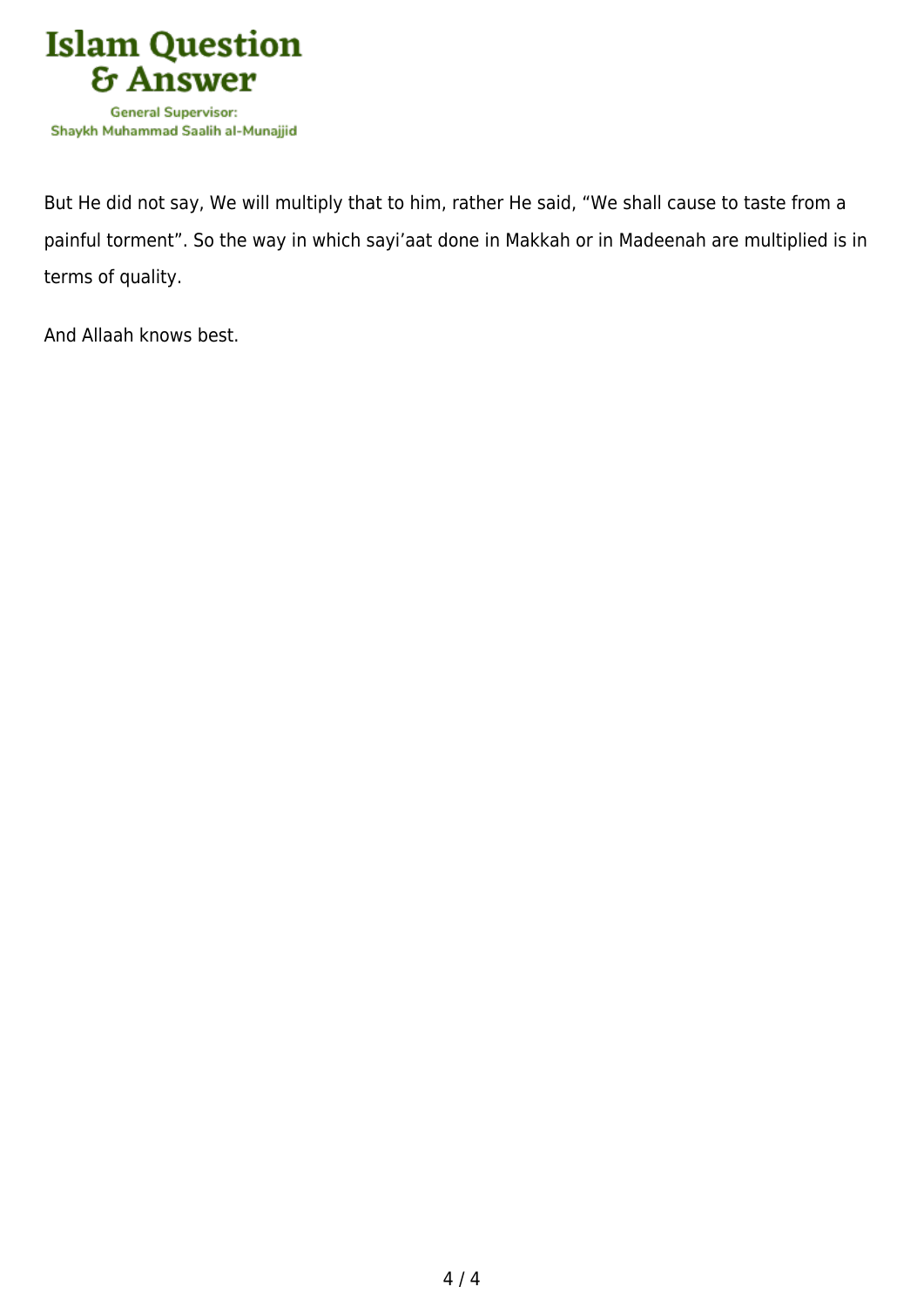But He did not say, We will multiply that to him, rather He said, “We shall cause to taste from a painful torment”. So the way in which sayi’aat done in Makkah or in Madeenah are multiplied is in terms of quality.

And Allaah knows best.